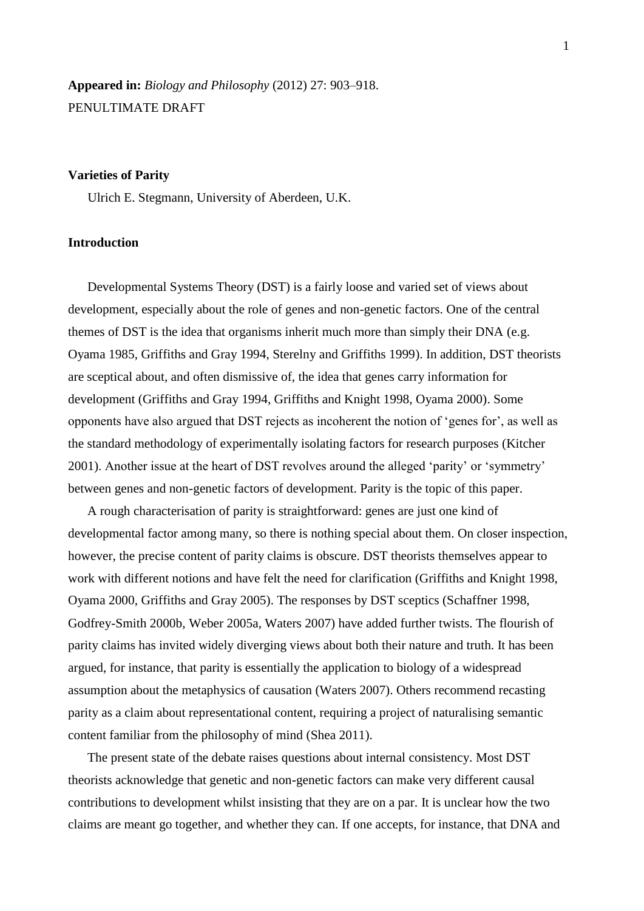**Appeared in:** *Biology and Philosophy* (2012) 27: 903–918.
PENULTIMATE DRAFT

**Varieties of Parity**

Ulrich E. Stegmann, University of Aberdeen, U.K.

## Introduction

Developmental Systems Theory (DST) is a fairly loose and varied set of views about development, especially about the role of genes and non-genetic factors. One of the central themes of DST is the idea that organisms inherit much more than simply their DNA (e.g. Oyama 1985, Griffiths and Gray 1994, Sterelny and Griffiths 1999). In addition, DST theorists are sceptical about, and often dismissive of, the idea that genes carry information for development (Griffiths and Gray 1994, Griffiths and Knight 1998, Oyama 2000). Some opponents have also argued that DST rejects as incoherent the notion of 'genes for', as well as the standard methodology of experimentally isolating factors for research purposes (Kitcher 2001). Another issue at the heart of DST revolves around the alleged 'parity' or 'symmetry' between genes and non-genetic factors of development. Parity is the topic of this paper.

A rough characterisation of parity is straightforward: genes are just one kind of developmental factor among many, so there is nothing special about them. On closer inspection, however, the precise content of parity claims is obscure. DST theorists themselves appear to work with different notions and have felt the need for clarification (Griffiths and Knight 1998, Oyama 2000, Griffiths and Gray 2005). The responses by DST sceptics (Schaffner 1998, Godfrey-Smith 2000b, Weber 2005a, Waters 2007) have added further twists. The flourish of parity claims has invited widely diverging views about both their nature and truth. It has been argued, for instance, that parity is essentially the application to biology of a widespread assumption about the metaphysics of causation (Waters 2007). Others recommend recasting parity as a claim about representational content, requiring a project of naturalising semantic content familiar from the philosophy of mind (Shea 2011).

The present state of the debate raises questions about internal consistency. Most DST theorists acknowledge that genetic and non-genetic factors can make very different causal contributions to development whilst insisting that they are on a par. It is unclear how the two claims are meant go together, and whether they can. If one accepts, for instance, that DNA and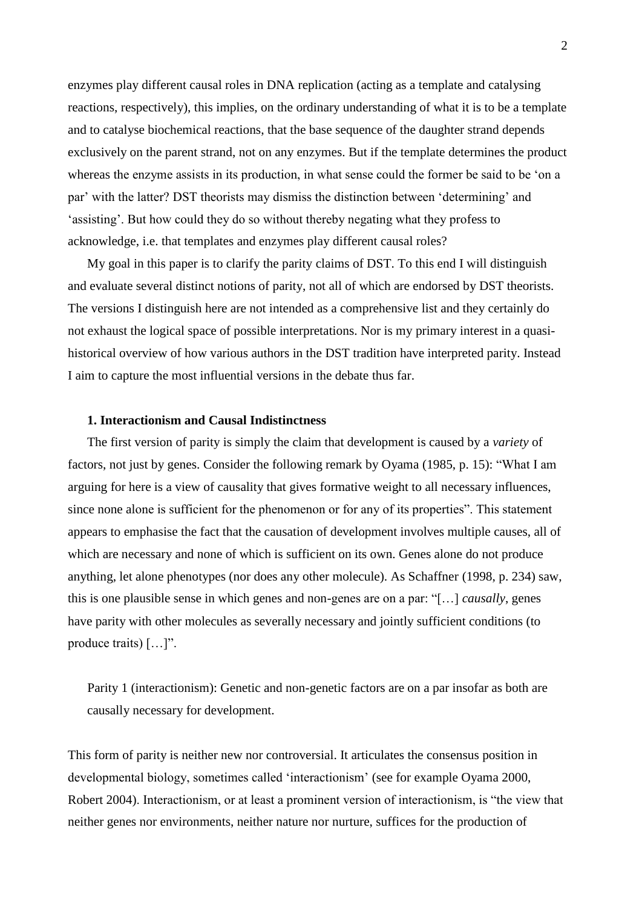enzymes play different causal roles in DNA replication (acting as a template and catalysing reactions, respectively), this implies, on the ordinary understanding of what it is to be a template and to catalyse biochemical reactions, that the base sequence of the daughter strand depends exclusively on the parent strand, not on any enzymes. But if the template determines the product whereas the enzyme assists in its production, in what sense could the former be said to be 'on a par' with the latter? DST theorists may dismiss the distinction between 'determining' and 'assisting'. But how could they do so without thereby negating what they profess to acknowledge, i.e. that templates and enzymes play different causal roles?

My goal in this paper is to clarify the parity claims of DST. To this end I will distinguish and evaluate several distinct notions of parity, not all of which are endorsed by DST theorists. The versions I distinguish here are not intended as a comprehensive list and they certainly do not exhaust the logical space of possible interpretations. Nor is my primary interest in a quasi-historical overview of how various authors in the DST tradition have interpreted parity. Instead I aim to capture the most influential versions in the debate thus far.

### 1. Interactionism and Causal Indistinctness

The first version of parity is simply the claim that development is caused by a *variety* of factors, not just by genes. Consider the following remark by Oyama (1985, p. 15): "What I am arguing for here is a view of causality that gives formative weight to all necessary influences, since none alone is sufficient for the phenomenon or for any of its properties". This statement appears to emphasise the fact that the causation of development involves multiple causes, all of which are necessary and none of which is sufficient on its own. Genes alone do not produce anything, let alone phenotypes (nor does any other molecule). As Schaffner (1998, p. 234) saw, this is one plausible sense in which genes and non-genes are on a par: "[…] *causally*, genes have parity with other molecules as severally necessary and jointly sufficient conditions (to produce traits) […]".

> Parity 1 (interactionism): Genetic and non-genetic factors are on a par insofar as both are causally necessary for development.

This form of parity is neither new nor controversial. It articulates the consensus position in developmental biology, sometimes called 'interactionism' (see for example Oyama 2000, Robert 2004). Interactionism, or at least a prominent version of interactionism, is "the view that neither genes nor environments, neither nature nor nurture, suffices for the production of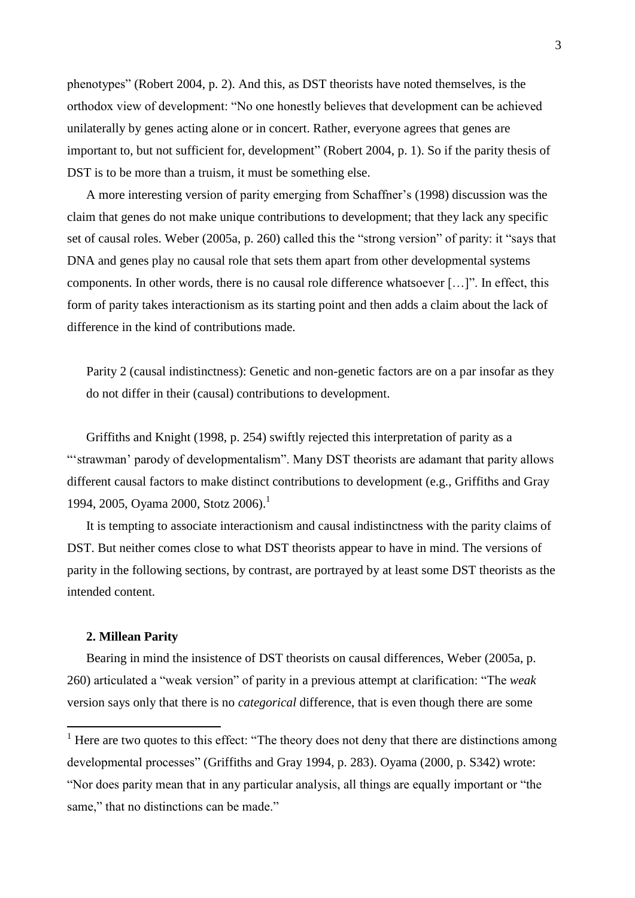phenotypes" (Robert 2004, p. 2). And this, as DST theorists have noted themselves, is the orthodox view of development: "No one honestly believes that development can be achieved unilaterally by genes acting alone or in concert. Rather, everyone agrees that genes are important to, but not sufficient for, development" (Robert 2004, p. 1). So if the parity thesis of DST is to be more than a truism, it must be something else.

A more interesting version of parity emerging from Schaffner's (1998) discussion was the claim that genes do not make unique contributions to development; that they lack any specific set of causal roles. Weber (2005a, p. 260) called this the "strong version" of parity: it "says that DNA and genes play no causal role that sets them apart from other developmental systems components. In other words, there is no causal role difference whatsoever […]". In effect, this form of parity takes interactionism as its starting point and then adds a claim about the lack of difference in the kind of contributions made.

> Parity 2 (causal indistinctness): Genetic and non-genetic factors are on a par insofar as they do not differ in their (causal) contributions to development.

Griffiths and Knight (1998, p. 254) swiftly rejected this interpretation of parity as a "'strawman' parody of developmentalism". Many DST theorists are adamant that parity allows different causal factors to make distinct contributions to development (e.g., Griffiths and Gray 1994, 2005, Oyama 2000, Stotz 2006).[1]

It is tempting to associate interactionism and causal indistinctness with the parity claims of DST. But neither comes close to what DST theorists appear to have in mind. The versions of parity in the following sections, by contrast, are portrayed by at least some DST theorists as the intended content.

## 2. Millean Parity

Bearing in mind the insistence of DST theorists on causal differences, Weber (2005a, p. 260) articulated a "weak version" of parity in a previous attempt at clarification: "The *weak* version says only that there is no *categorical* difference, that is even though there are some

[1] Here are two quotes to this effect: "The theory does not deny that there are distinctions among developmental processes" (Griffiths and Gray 1994, p. 283). Oyama (2000, p. S342) wrote: "Nor does parity mean that in any particular analysis, all things are equally important or "the same," that no distinctions can be made."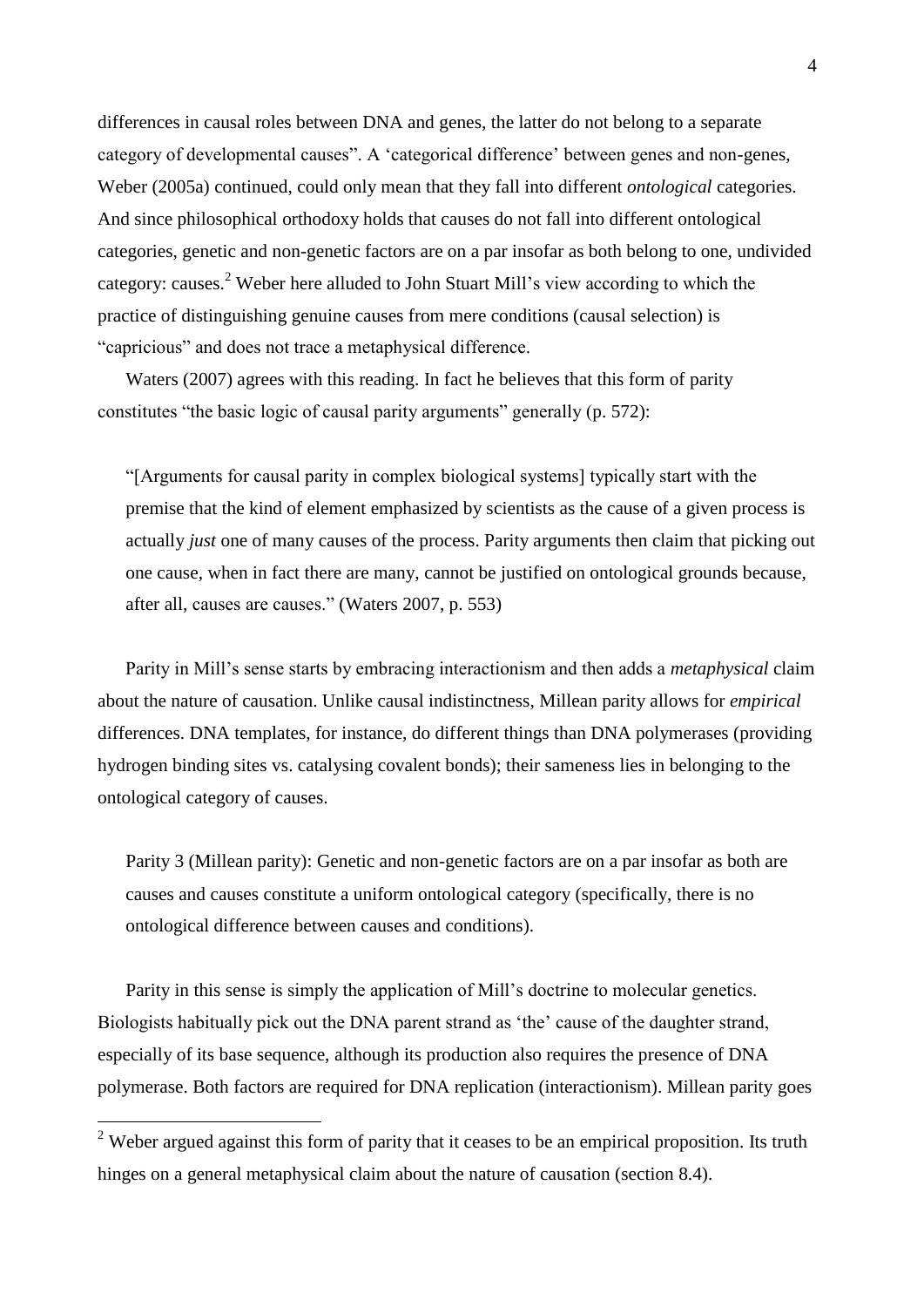differences in causal roles between DNA and genes, the latter do not belong to a separate category of developmental causes". A 'categorical difference' between genes and non-genes, Weber (2005a) continued, could only mean that they fall into different *ontological* categories. And since philosophical orthodoxy holds that causes do not fall into different ontological categories, genetic and non-genetic factors are on a par insofar as both belong to one, undivided category: causes.[2] Weber here alluded to John Stuart Mill's view according to which the practice of distinguishing genuine causes from mere conditions (causal selection) is "capricious" and does not trace a metaphysical difference.

Waters (2007) agrees with this reading. In fact he believes that this form of parity constitutes "the basic logic of causal parity arguments" generally (p. 572):

> "[Arguments for causal parity in complex biological systems] typically start with the premise that the kind of element emphasized by scientists as the cause of a given process is actually *just* one of many causes of the process. Parity arguments then claim that picking out one cause, when in fact there are many, cannot be justified on ontological grounds because, after all, causes are causes." (Waters 2007, p. 553)

Parity in Mill's sense starts by embracing interactionism and then adds a *metaphysical* claim about the nature of causation. Unlike causal indistinctness, Millean parity allows for *empirical* differences. DNA templates, for instance, do different things than DNA polymerases (providing hydrogen binding sites vs. catalysing covalent bonds); their sameness lies in belonging to the ontological category of causes.

> Parity 3 (Millean parity): Genetic and non-genetic factors are on a par insofar as both are causes and causes constitute a uniform ontological category (specifically, there is no ontological difference between causes and conditions).

Parity in this sense is simply the application of Mill's doctrine to molecular genetics. Biologists habitually pick out the DNA parent strand as 'the' cause of the daughter strand, especially of its base sequence, although its production also requires the presence of DNA polymerase. Both factors are required for DNA replication (interactionism). Millean parity goes

[2] Weber argued against this form of parity that it ceases to be an empirical proposition. Its truth hinges on a general metaphysical claim about the nature of causation (section 8.4).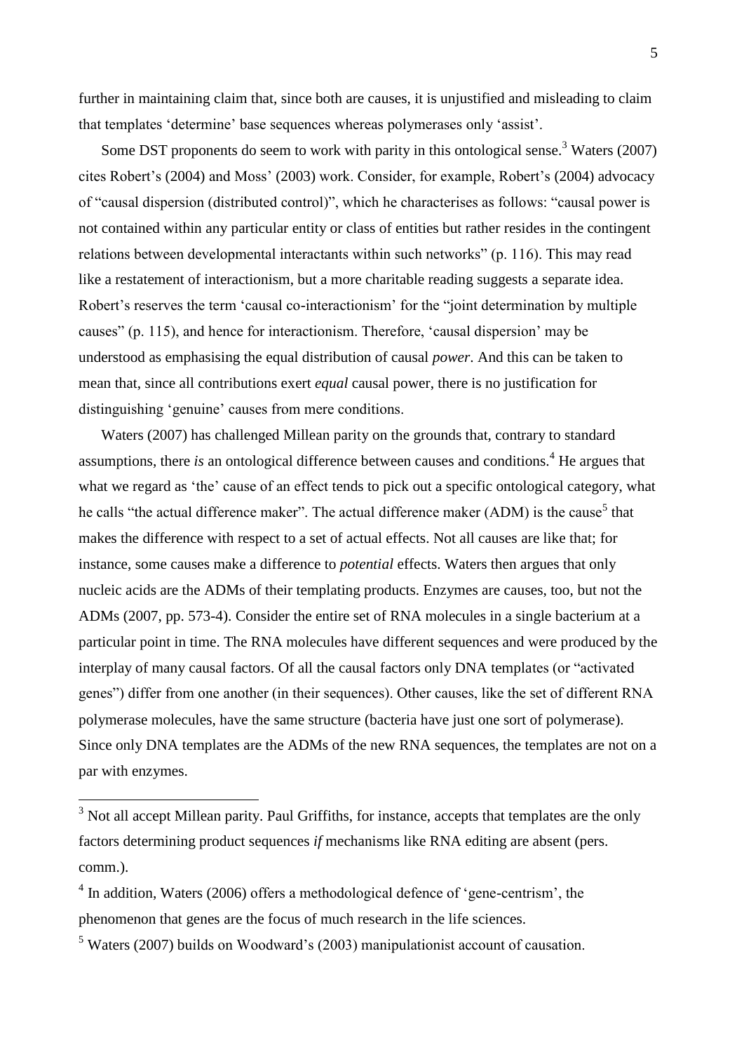further in maintaining claim that, since both are causes, it is unjustified and misleading to claim that templates 'determine' base sequences whereas polymerases only 'assist'.

Some DST proponents do seem to work with parity in this ontological sense.[3] Waters (2007) cites Robert's (2004) and Moss' (2003) work. Consider, for example, Robert's (2004) advocacy of "causal dispersion (distributed control)", which he characterises as follows: "causal power is not contained within any particular entity or class of entities but rather resides in the contingent relations between developmental interactants within such networks" (p. 116). This may read like a restatement of interactionism, but a more charitable reading suggests a separate idea. Robert's reserves the term 'causal co-interactionism' for the "joint determination by multiple causes" (p. 115), and hence for interactionism. Therefore, 'causal dispersion' may be understood as emphasising the equal distribution of causal *power*. And this can be taken to mean that, since all contributions exert *equal* causal power, there is no justification for distinguishing 'genuine' causes from mere conditions.

Waters (2007) has challenged Millean parity on the grounds that, contrary to standard assumptions, there *is* an ontological difference between causes and conditions.[4] He argues that what we regard as 'the' cause of an effect tends to pick out a specific ontological category, what he calls "the actual difference maker". The actual difference maker (ADM) is the cause[5] that makes the difference with respect to a set of actual effects. Not all causes are like that; for instance, some causes make a difference to *potential* effects. Waters then argues that only nucleic acids are the ADMs of their templating products. Enzymes are causes, too, but not the ADMs (2007, pp. 573-4). Consider the entire set of RNA molecules in a single bacterium at a particular point in time. The RNA molecules have different sequences and were produced by the interplay of many causal factors. Of all the causal factors only DNA templates (or "activated genes") differ from one another (in their sequences). Other causes, like the set of different RNA polymerase molecules, have the same structure (bacteria have just one sort of polymerase). Since only DNA templates are the ADMs of the new RNA sequences, the templates are not on a par with enzymes.

---

[3] Not all accept Millean parity. Paul Griffiths, for instance, accepts that templates are the only factors determining product sequences *if* mechanisms like RNA editing are absent (pers. comm.).

[4] In addition, Waters (2006) offers a methodological defence of 'gene-centrism', the phenomenon that genes are the focus of much research in the life sciences.

[5] Waters (2007) builds on Woodward's (2003) manipulationist account of causation.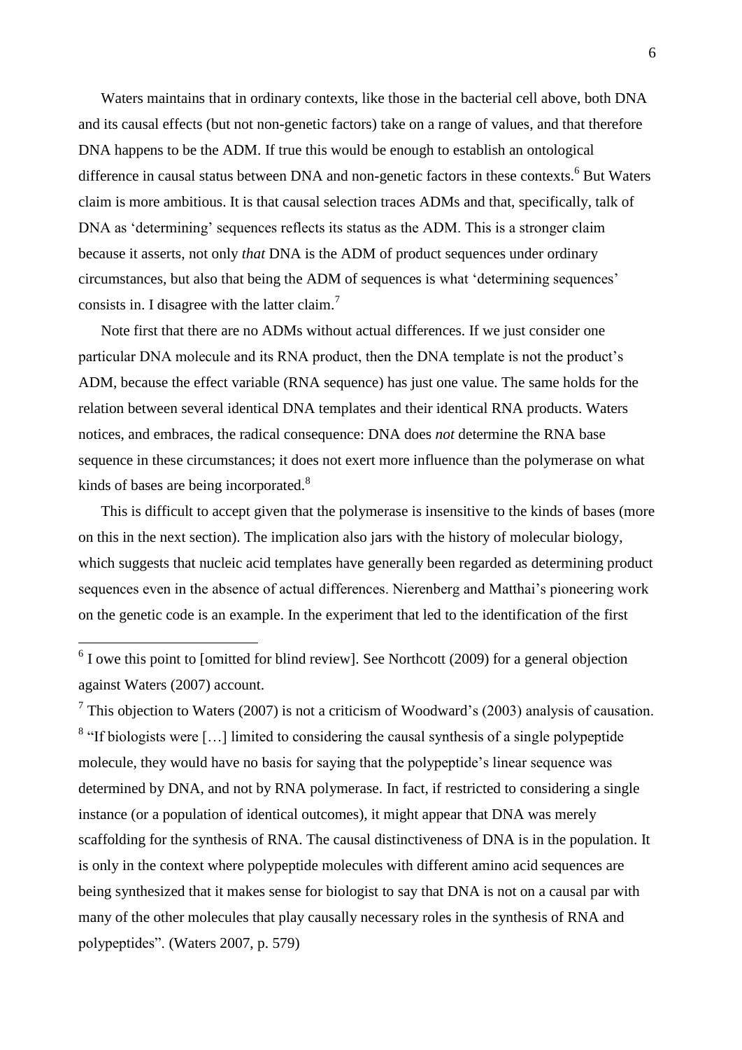Waters maintains that in ordinary contexts, like those in the bacterial cell above, both DNA and its causal effects (but not non-genetic factors) take on a range of values, and that therefore DNA happens to be the ADM. If true this would be enough to establish an ontological difference in causal status between DNA and non-genetic factors in these contexts.[6] But Waters claim is more ambitious. It is that causal selection traces ADMs and that, specifically, talk of DNA as 'determining' sequences reflects its status as the ADM. This is a stronger claim because it asserts, not only *that* DNA is the ADM of product sequences under ordinary circumstances, but also that being the ADM of sequences is what 'determining sequences' consists in. I disagree with the latter claim.[7]

Note first that there are no ADMs without actual differences. If we just consider one particular DNA molecule and its RNA product, then the DNA template is not the product's ADM, because the effect variable (RNA sequence) has just one value. The same holds for the relation between several identical DNA templates and their identical RNA products. Waters notices, and embraces, the radical consequence: DNA does *not* determine the RNA base sequence in these circumstances; it does not exert more influence than the polymerase on what kinds of bases are being incorporated.[8]

This is difficult to accept given that the polymerase is insensitive to the kinds of bases (more on this in the next section). The implication also jars with the history of molecular biology, which suggests that nucleic acid templates have generally been regarded as determining product sequences even in the absence of actual differences. Nierenberg and Matthai's pioneering work on the genetic code is an example. In the experiment that led to the identification of the first

---

[6] I owe this point to [omitted for blind review]. See Northcott (2009) for a general objection against Waters (2007) account.

[7] This objection to Waters (2007) is not a criticism of Woodward's (2003) analysis of causation.

[8] "If biologists were […] limited to considering the causal synthesis of a single polypeptide molecule, they would have no basis for saying that the polypeptide's linear sequence was determined by DNA, and not by RNA polymerase. In fact, if restricted to considering a single instance (or a population of identical outcomes), it might appear that DNA was merely scaffolding for the synthesis of RNA. The causal distinctiveness of DNA is in the population. It is only in the context where polypeptide molecules with different amino acid sequences are being synthesized that it makes sense for biologist to say that DNA is not on a causal par with many of the other molecules that play causally necessary roles in the synthesis of RNA and polypeptides". (Waters 2007, p. 579)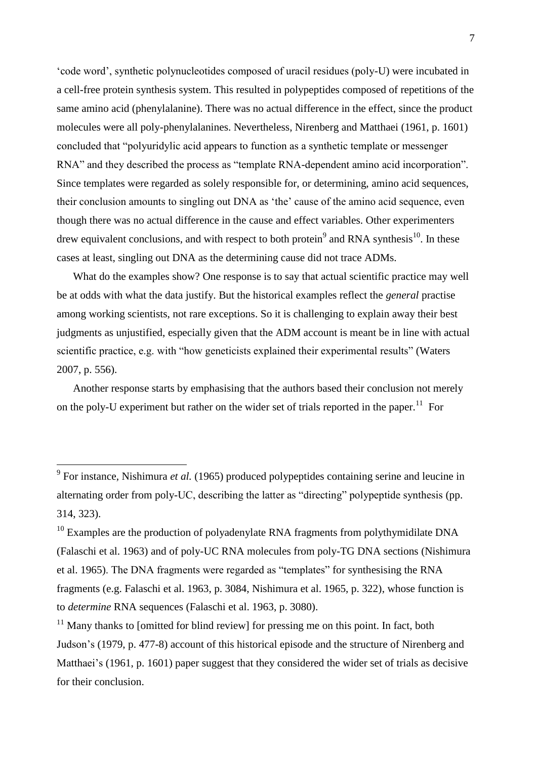'code word', synthetic polynucleotides composed of uracil residues (poly-U) were incubated in a cell-free protein synthesis system. This resulted in polypeptides composed of repetitions of the same amino acid (phenylalanine). There was no actual difference in the effect, since the product molecules were all poly-phenylalanines. Nevertheless, Nirenberg and Matthaei (1961, p. 1601) concluded that "polyuridylic acid appears to function as a synthetic template or messenger RNA" and they described the process as "template RNA-dependent amino acid incorporation". Since templates were regarded as solely responsible for, or determining, amino acid sequences, their conclusion amounts to singling out DNA as 'the' cause of the amino acid sequence, even though there was no actual difference in the cause and effect variables. Other experimenters drew equivalent conclusions, and with respect to both protein[9] and RNA synthesis[10]. In these cases at least, singling out DNA as the determining cause did not trace ADMs.

What do the examples show? One response is to say that actual scientific practice may well be at odds with what the data justify. But the historical examples reflect the *general* practise among working scientists, not rare exceptions. So it is challenging to explain away their best judgments as unjustified, especially given that the ADM account is meant be in line with actual scientific practice, e.g. with "how geneticists explained their experimental results" (Waters 2007, p. 556).

Another response starts by emphasising that the authors based their conclusion not merely on the poly-U experiment but rather on the wider set of trials reported in the paper.[11] For

---

[9] For instance, Nishimura *et al.* (1965) produced polypeptides containing serine and leucine in alternating order from poly-UC, describing the latter as "directing" polypeptide synthesis (pp. 314, 323).

[10] Examples are the production of polyadenylate RNA fragments from polythymidilate DNA (Falaschi et al. 1963) and of poly-UC RNA molecules from poly-TG DNA sections (Nishimura et al. 1965). The DNA fragments were regarded as "templates" for synthesising the RNA fragments (e.g. Falaschi et al. 1963, p. 3084, Nishimura et al. 1965, p. 322), whose function is to *determine* RNA sequences (Falaschi et al. 1963, p. 3080).

[11] Many thanks to [omitted for blind review] for pressing me on this point. In fact, both Judson's (1979, p. 477-8) account of this historical episode and the structure of Nirenberg and Matthaei's (1961, p. 1601) paper suggest that they considered the wider set of trials as decisive for their conclusion.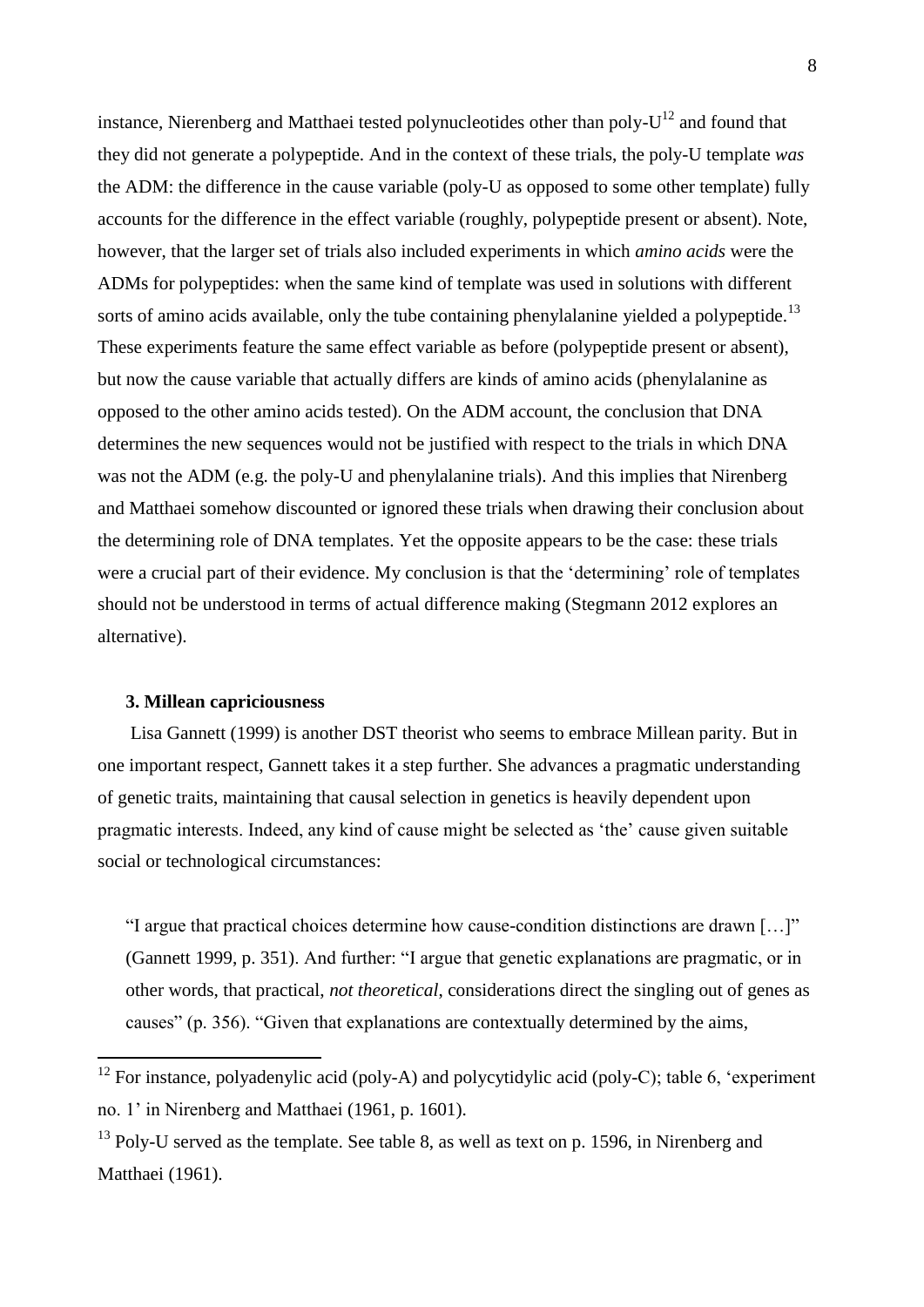instance, Nierenberg and Matthaei tested polynucleotides other than poly-U[12] and found that they did not generate a polypeptide. And in the context of these trials, the poly-U template *was* the ADM: the difference in the cause variable (poly-U as opposed to some other template) fully accounts for the difference in the effect variable (roughly, polypeptide present or absent). Note, however, that the larger set of trials also included experiments in which *amino acids* were the ADMs for polypeptides: when the same kind of template was used in solutions with different sorts of amino acids available, only the tube containing phenylalanine yielded a polypeptide.[13] These experiments feature the same effect variable as before (polypeptide present or absent), but now the cause variable that actually differs are kinds of amino acids (phenylalanine as opposed to the other amino acids tested). On the ADM account, the conclusion that DNA determines the new sequences would not be justified with respect to the trials in which DNA was not the ADM (e.g. the poly-U and phenylalanine trials). And this implies that Nirenberg and Matthaei somehow discounted or ignored these trials when drawing their conclusion about the determining role of DNA templates. Yet the opposite appears to be the case: these trials were a crucial part of their evidence. My conclusion is that the 'determining' role of templates should not be understood in terms of actual difference making (Stegmann 2012 explores an alternative).

### 3. Millean capriciousness

Lisa Gannett (1999) is another DST theorist who seems to embrace Millean parity. But in one important respect, Gannett takes it a step further. She advances a pragmatic understanding of genetic traits, maintaining that causal selection in genetics is heavily dependent upon pragmatic interests. Indeed, any kind of cause might be selected as 'the' cause given suitable social or technological circumstances:

> "I argue that practical choices determine how cause-condition distinctions are drawn […]" (Gannett 1999, p. 351). And further: "I argue that genetic explanations are pragmatic, or in other words, that practical, *not theoretical*, considerations direct the singling out of genes as causes" (p. 356). "Given that explanations are contextually determined by the aims,

---

[12] For instance, polyadenylic acid (poly-A) and polycytidylic acid (poly-C); table 6, 'experiment no. 1' in Nirenberg and Matthaei (1961, p. 1601).

[13] Poly-U served as the template. See table 8, as well as text on p. 1596, in Nirenberg and Matthaei (1961).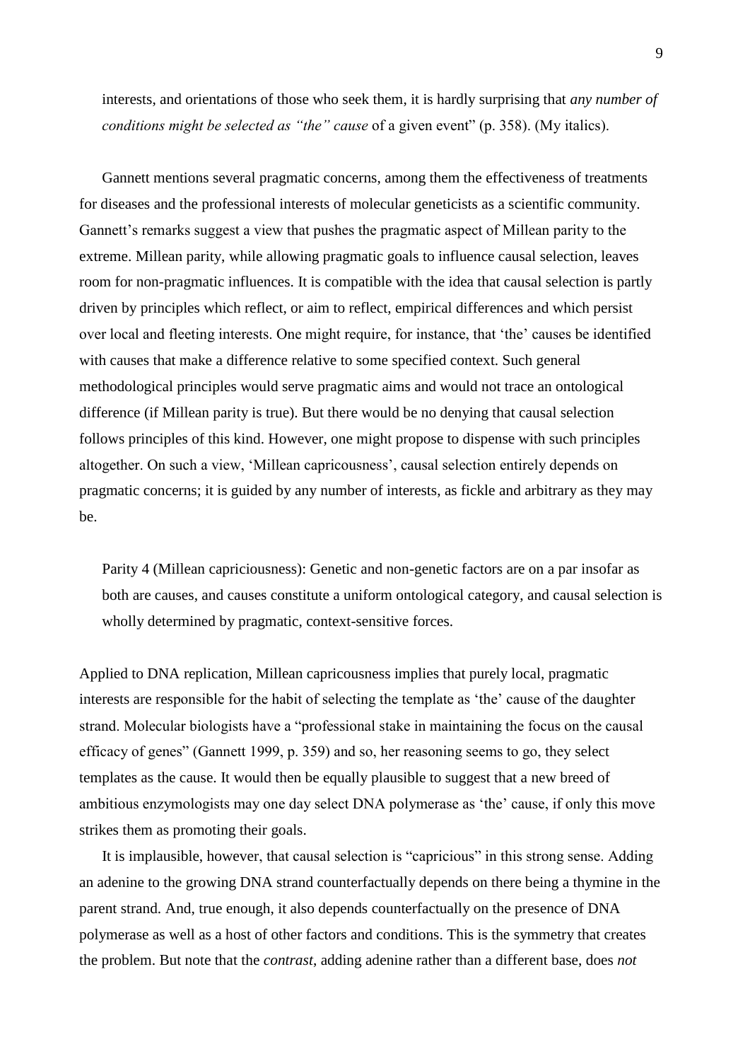interests, and orientations of those who seek them, it is hardly surprising that *any number of conditions might be selected as "the" cause* of a given event" (p. 358). (My italics).

Gannett mentions several pragmatic concerns, among them the effectiveness of treatments for diseases and the professional interests of molecular geneticists as a scientific community. Gannett's remarks suggest a view that pushes the pragmatic aspect of Millean parity to the extreme. Millean parity, while allowing pragmatic goals to influence causal selection, leaves room for non-pragmatic influences. It is compatible with the idea that causal selection is partly driven by principles which reflect, or aim to reflect, empirical differences and which persist over local and fleeting interests. One might require, for instance, that 'the' causes be identified with causes that make a difference relative to some specified context. Such general methodological principles would serve pragmatic aims and would not trace an ontological difference (if Millean parity is true). But there would be no denying that causal selection follows principles of this kind. However, one might propose to dispense with such principles altogether. On such a view, 'Millean capricousness', causal selection entirely depends on pragmatic concerns; it is guided by any number of interests, as fickle and arbitrary as they may be.

Parity 4 (Millean capriciousness): Genetic and non-genetic factors are on a par insofar as both are causes, and causes constitute a uniform ontological category, and causal selection is wholly determined by pragmatic, context-sensitive forces.

Applied to DNA replication, Millean capricousness implies that purely local, pragmatic interests are responsible for the habit of selecting the template as 'the' cause of the daughter strand. Molecular biologists have a "professional stake in maintaining the focus on the causal efficacy of genes" (Gannett 1999, p. 359) and so, her reasoning seems to go, they select templates as the cause. It would then be equally plausible to suggest that a new breed of ambitious enzymologists may one day select DNA polymerase as 'the' cause, if only this move strikes them as promoting their goals.

It is implausible, however, that causal selection is "capricious" in this strong sense. Adding an adenine to the growing DNA strand counterfactually depends on there being a thymine in the parent strand. And, true enough, it also depends counterfactually on the presence of DNA polymerase as well as a host of other factors and conditions. This is the symmetry that creates the problem. But note that the *contrast*, adding adenine rather than a different base, does *not*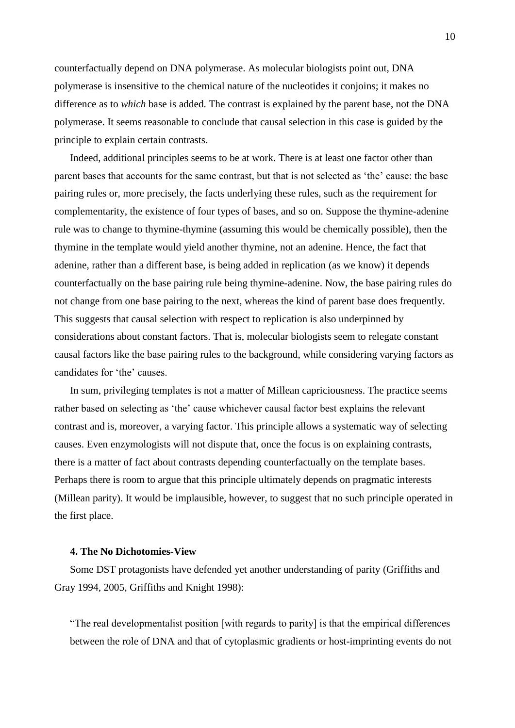counterfactually depend on DNA polymerase. As molecular biologists point out, DNA polymerase is insensitive to the chemical nature of the nucleotides it conjoins; it makes no difference as to *which* base is added. The contrast is explained by the parent base, not the DNA polymerase. It seems reasonable to conclude that causal selection in this case is guided by the principle to explain certain contrasts.

Indeed, additional principles seems to be at work. There is at least one factor other than parent bases that accounts for the same contrast, but that is not selected as 'the' cause: the base pairing rules or, more precisely, the facts underlying these rules, such as the requirement for complementarity, the existence of four types of bases, and so on. Suppose the thymine-adenine rule was to change to thymine-thymine (assuming this would be chemically possible), then the thymine in the template would yield another thymine, not an adenine. Hence, the fact that adenine, rather than a different base, is being added in replication (as we know) it depends counterfactually on the base pairing rule being thymine-adenine. Now, the base pairing rules do not change from one base pairing to the next, whereas the kind of parent base does frequently. This suggests that causal selection with respect to replication is also underpinned by considerations about constant factors. That is, molecular biologists seem to relegate constant causal factors like the base pairing rules to the background, while considering varying factors as candidates for 'the' causes.

In sum, privileging templates is not a matter of Millean capriciousness. The practice seems rather based on selecting as 'the' cause whichever causal factor best explains the relevant contrast and is, moreover, a varying factor. This principle allows a systematic way of selecting causes. Even enzymologists will not dispute that, once the focus is on explaining contrasts, there is a matter of fact about contrasts depending counterfactually on the template bases. Perhaps there is room to argue that this principle ultimately depends on pragmatic interests (Millean parity). It would be implausible, however, to suggest that no such principle operated in the first place.

## 4. The No Dichotomies-View

Some DST protagonists have defended yet another understanding of parity (Griffiths and Gray 1994, 2005, Griffiths and Knight 1998):

"The real developmentalist position [with regards to parity] is that the empirical differences between the role of DNA and that of cytoplasmic gradients or host-imprinting events do not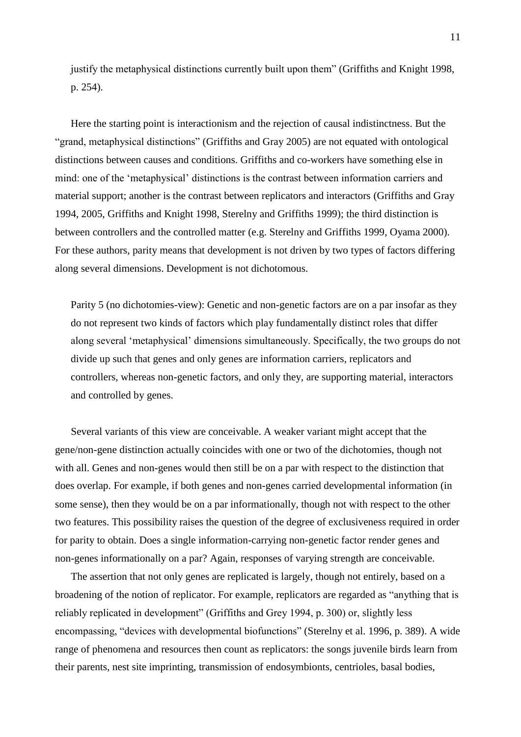justify the metaphysical distinctions currently built upon them" (Griffiths and Knight 1998, p. 254).

Here the starting point is interactionism and the rejection of causal indistinctness. But the "grand, metaphysical distinctions" (Griffiths and Gray 2005) are not equated with ontological distinctions between causes and conditions. Griffiths and co-workers have something else in mind: one of the 'metaphysical' distinctions is the contrast between information carriers and material support; another is the contrast between replicators and interactors (Griffiths and Gray 1994, 2005, Griffiths and Knight 1998, Sterelny and Griffiths 1999); the third distinction is between controllers and the controlled matter (e.g. Sterelny and Griffiths 1999, Oyama 2000). For these authors, parity means that development is not driven by two types of factors differing along several dimensions. Development is not dichotomous.

> Parity 5 (no dichotomies-view): Genetic and non-genetic factors are on a par insofar as they do not represent two kinds of factors which play fundamentally distinct roles that differ along several 'metaphysical' dimensions simultaneously. Specifically, the two groups do not divide up such that genes and only genes are information carriers, replicators and controllers, whereas non-genetic factors, and only they, are supporting material, interactors and controlled by genes.

Several variants of this view are conceivable. A weaker variant might accept that the gene/non-gene distinction actually coincides with one or two of the dichotomies, though not with all. Genes and non-genes would then still be on a par with respect to the distinction that does overlap. For example, if both genes and non-genes carried developmental information (in some sense), then they would be on a par informationally, though not with respect to the other two features. This possibility raises the question of the degree of exclusiveness required in order for parity to obtain. Does a single information-carrying non-genetic factor render genes and non-genes informationally on a par? Again, responses of varying strength are conceivable.

The assertion that not only genes are replicated is largely, though not entirely, based on a broadening of the notion of replicator. For example, replicators are regarded as "anything that is reliably replicated in development" (Griffiths and Grey 1994, p. 300) or, slightly less encompassing, "devices with developmental biofunctions" (Sterelny et al. 1996, p. 389). A wide range of phenomena and resources then count as replicators: the songs juvenile birds learn from their parents, nest site imprinting, transmission of endosymbionts, centrioles, basal bodies,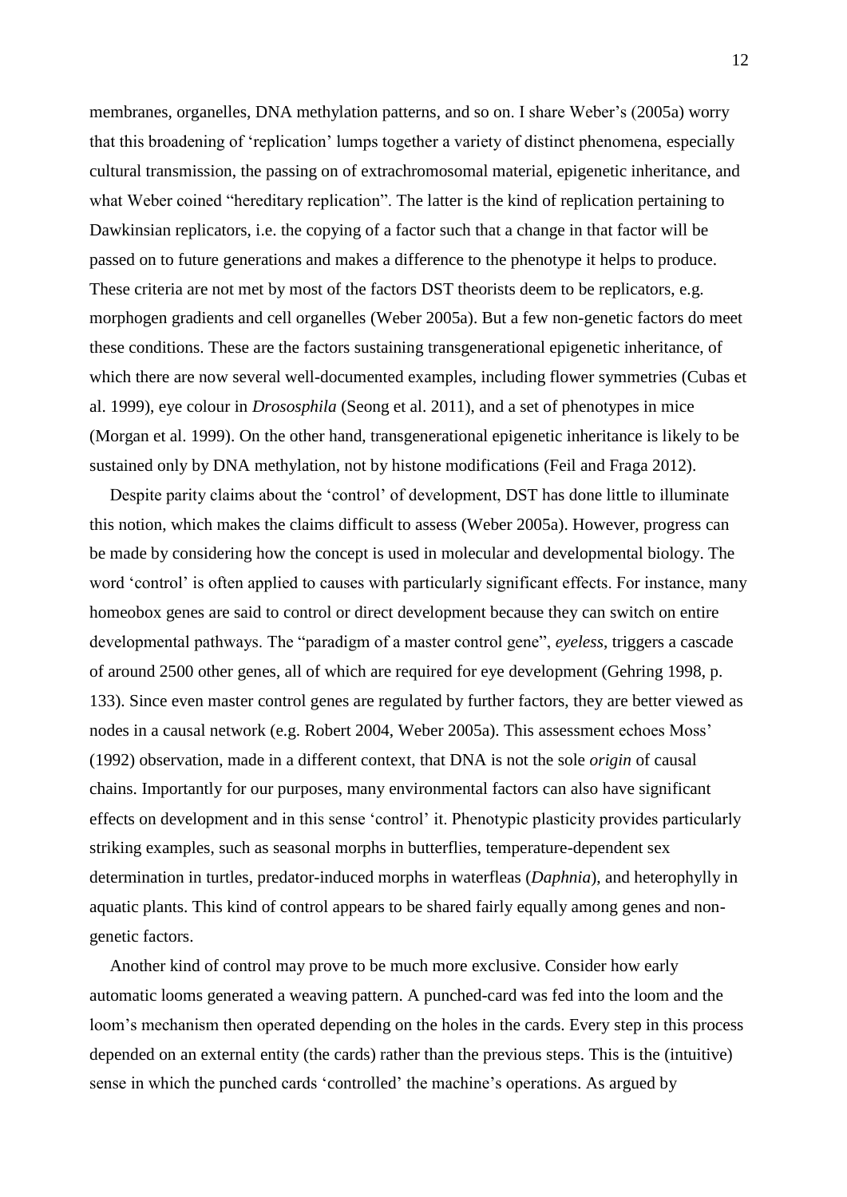membranes, organelles, DNA methylation patterns, and so on. I share Weber's (2005a) worry that this broadening of 'replication' lumps together a variety of distinct phenomena, especially cultural transmission, the passing on of extrachromosomal material, epigenetic inheritance, and what Weber coined "hereditary replication". The latter is the kind of replication pertaining to Dawkinsian replicators, i.e. the copying of a factor such that a change in that factor will be passed on to future generations and makes a difference to the phenotype it helps to produce. These criteria are not met by most of the factors DST theorists deem to be replicators, e.g. morphogen gradients and cell organelles (Weber 2005a). But a few non-genetic factors do meet these conditions. These are the factors sustaining transgenerational epigenetic inheritance, of which there are now several well-documented examples, including flower symmetries (Cubas et al. 1999), eye colour in *Drososphila* (Seong et al. 2011), and a set of phenotypes in mice (Morgan et al. 1999). On the other hand, transgenerational epigenetic inheritance is likely to be sustained only by DNA methylation, not by histone modifications (Feil and Fraga 2012).

Despite parity claims about the 'control' of development, DST has done little to illuminate this notion, which makes the claims difficult to assess (Weber 2005a). However, progress can be made by considering how the concept is used in molecular and developmental biology. The word 'control' is often applied to causes with particularly significant effects. For instance, many homeobox genes are said to control or direct development because they can switch on entire developmental pathways. The "paradigm of a master control gene", *eyeless*, triggers a cascade of around 2500 other genes, all of which are required for eye development (Gehring 1998, p. 133). Since even master control genes are regulated by further factors, they are better viewed as nodes in a causal network (e.g. Robert 2004, Weber 2005a). This assessment echoes Moss' (1992) observation, made in a different context, that DNA is not the sole *origin* of causal chains. Importantly for our purposes, many environmental factors can also have significant effects on development and in this sense 'control' it. Phenotypic plasticity provides particularly striking examples, such as seasonal morphs in butterflies, temperature-dependent sex determination in turtles, predator-induced morphs in waterfleas (*Daphnia*), and heterophylly in aquatic plants. This kind of control appears to be shared fairly equally among genes and non-genetic factors.

Another kind of control may prove to be much more exclusive. Consider how early automatic looms generated a weaving pattern. A punched-card was fed into the loom and the loom's mechanism then operated depending on the holes in the cards. Every step in this process depended on an external entity (the cards) rather than the previous steps. This is the (intuitive) sense in which the punched cards 'controlled' the machine's operations. As argued by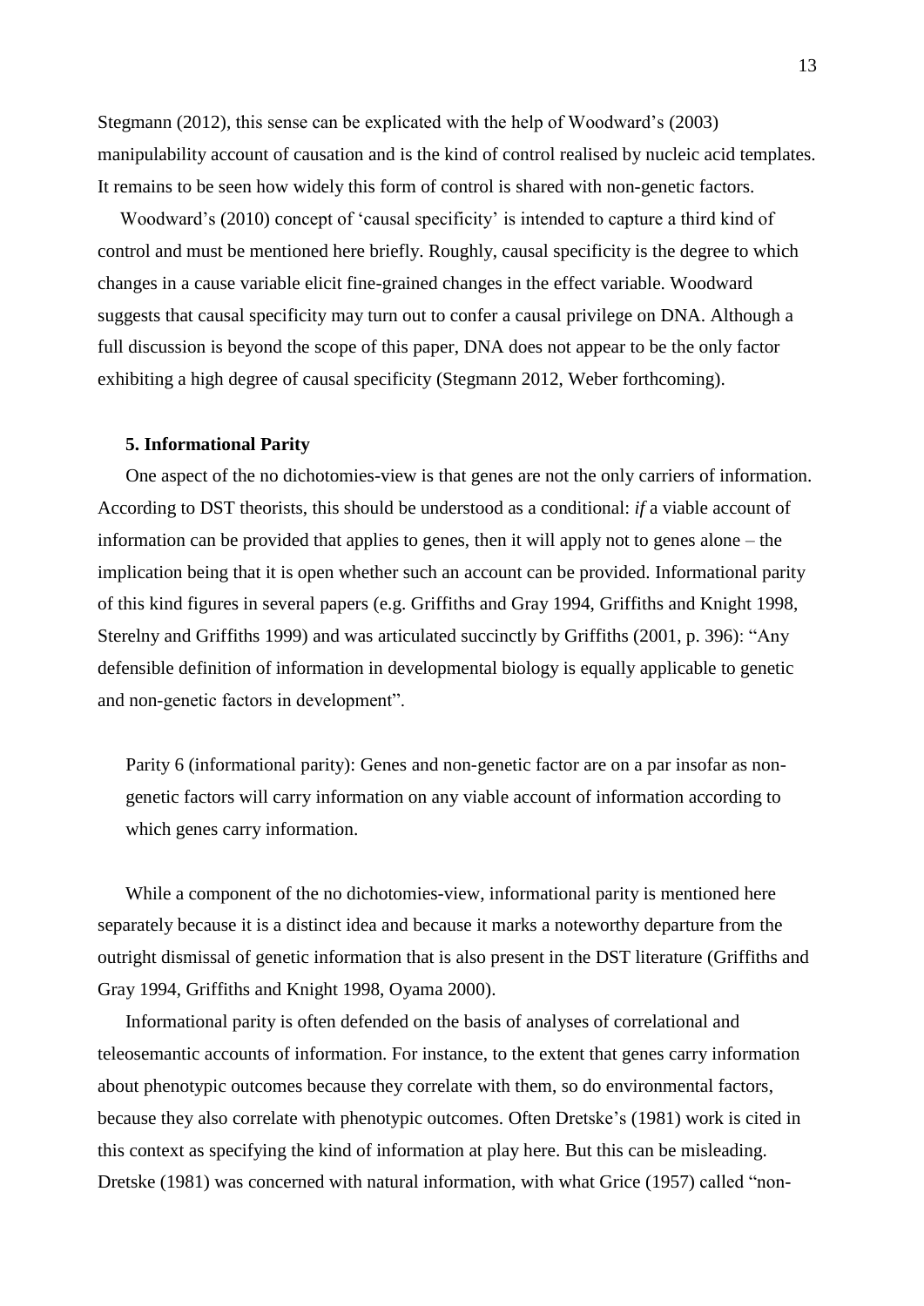Stegmann (2012), this sense can be explicated with the help of Woodward's (2003) manipulability account of causation and is the kind of control realised by nucleic acid templates. It remains to be seen how widely this form of control is shared with non-genetic factors.

Woodward's (2010) concept of 'causal specificity' is intended to capture a third kind of control and must be mentioned here briefly. Roughly, causal specificity is the degree to which changes in a cause variable elicit fine-grained changes in the effect variable. Woodward suggests that causal specificity may turn out to confer a causal privilege on DNA. Although a full discussion is beyond the scope of this paper, DNA does not appear to be the only factor exhibiting a high degree of causal specificity (Stegmann 2012, Weber forthcoming).

### 5. Informational Parity

One aspect of the no dichotomies-view is that genes are not the only carriers of information. According to DST theorists, this should be understood as a conditional: *if* a viable account of information can be provided that applies to genes, then it will apply not to genes alone – the implication being that it is open whether such an account can be provided. Informational parity of this kind figures in several papers (e.g. Griffiths and Gray 1994, Griffiths and Knight 1998, Sterelny and Griffiths 1999) and was articulated succinctly by Griffiths (2001, p. 396): "Any defensible definition of information in developmental biology is equally applicable to genetic and non-genetic factors in development".

> Parity 6 (informational parity): Genes and non-genetic factor are on a par insofar as non-genetic factors will carry information on any viable account of information according to which genes carry information.

While a component of the no dichotomies-view, informational parity is mentioned here separately because it is a distinct idea and because it marks a noteworthy departure from the outright dismissal of genetic information that is also present in the DST literature (Griffiths and Gray 1994, Griffiths and Knight 1998, Oyama 2000).

Informational parity is often defended on the basis of analyses of correlational and teleosemantic accounts of information. For instance, to the extent that genes carry information about phenotypic outcomes because they correlate with them, so do environmental factors, because they also correlate with phenotypic outcomes. Often Dretske's (1981) work is cited in this context as specifying the kind of information at play here. But this can be misleading. Dretske (1981) was concerned with natural information, with what Grice (1957) called "non-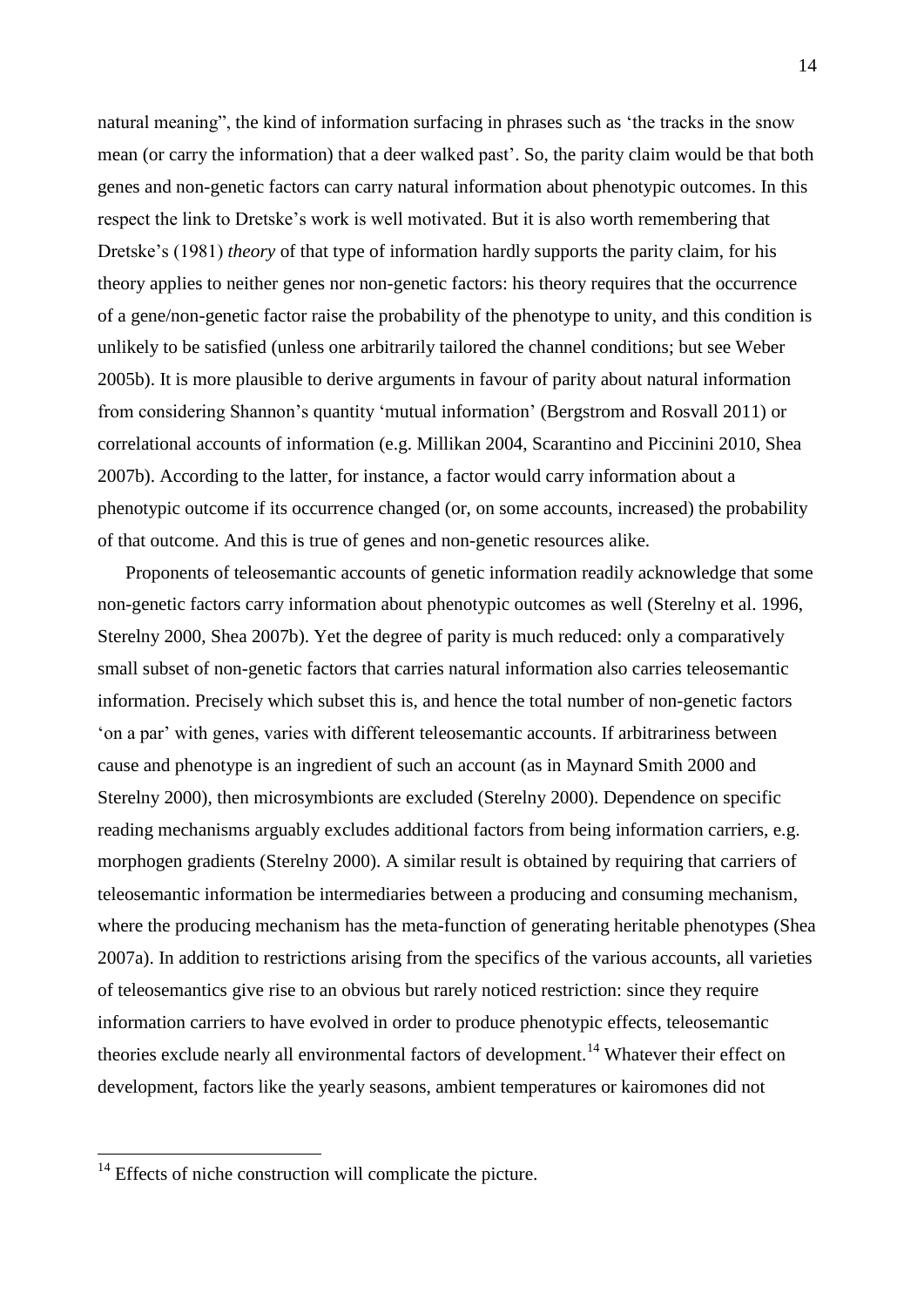natural meaning", the kind of information surfacing in phrases such as 'the tracks in the snow mean (or carry the information) that a deer walked past'. So, the parity claim would be that both genes and non-genetic factors can carry natural information about phenotypic outcomes. In this respect the link to Dretske's work is well motivated. But it is also worth remembering that Dretske's (1981) *theory* of that type of information hardly supports the parity claim, for his theory applies to neither genes nor non-genetic factors: his theory requires that the occurrence of a gene/non-genetic factor raise the probability of the phenotype to unity, and this condition is unlikely to be satisfied (unless one arbitrarily tailored the channel conditions; but see Weber 2005b). It is more plausible to derive arguments in favour of parity about natural information from considering Shannon's quantity 'mutual information' (Bergstrom and Rosvall 2011) or correlational accounts of information (e.g. Millikan 2004, Scarantino and Piccinini 2010, Shea 2007b). According to the latter, for instance, a factor would carry information about a phenotypic outcome if its occurrence changed (or, on some accounts, increased) the probability of that outcome. And this is true of genes and non-genetic resources alike.

Proponents of teleosemantic accounts of genetic information readily acknowledge that some non-genetic factors carry information about phenotypic outcomes as well (Sterelny et al. 1996, Sterelny 2000, Shea 2007b). Yet the degree of parity is much reduced: only a comparatively small subset of non-genetic factors that carries natural information also carries teleosemantic information. Precisely which subset this is, and hence the total number of non-genetic factors 'on a par' with genes, varies with different teleosemantic accounts. If arbitrariness between cause and phenotype is an ingredient of such an account (as in Maynard Smith 2000 and Sterelny 2000), then microsymbionts are excluded (Sterelny 2000). Dependence on specific reading mechanisms arguably excludes additional factors from being information carriers, e.g. morphogen gradients (Sterelny 2000). A similar result is obtained by requiring that carriers of teleosemantic information be intermediaries between a producing and consuming mechanism, where the producing mechanism has the meta-function of generating heritable phenotypes (Shea 2007a). In addition to restrictions arising from the specifics of the various accounts, all varieties of teleosemantics give rise to an obvious but rarely noticed restriction: since they require information carriers to have evolved in order to produce phenotypic effects, teleosemantic theories exclude nearly all environmental factors of development.[14] Whatever their effect on development, factors like the yearly seasons, ambient temperatures or kairomones did not

[14] Effects of niche construction will complicate the picture.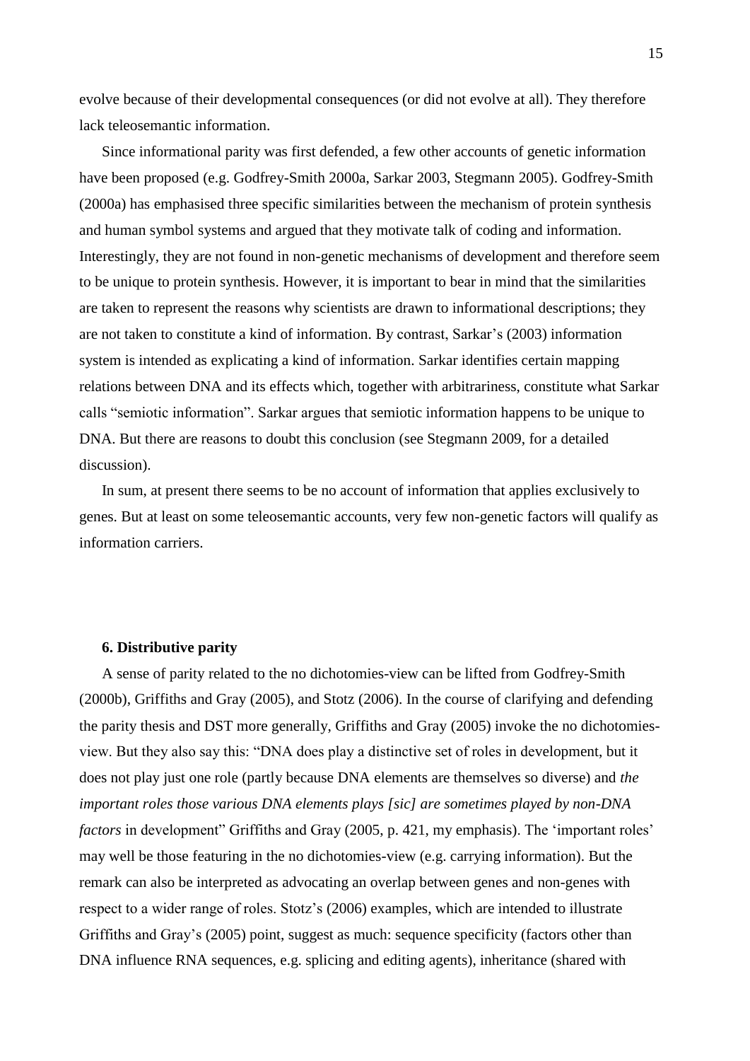evolve because of their developmental consequences (or did not evolve at all). They therefore lack teleosemantic information.

Since informational parity was first defended, a few other accounts of genetic information have been proposed (e.g. Godfrey-Smith 2000a, Sarkar 2003, Stegmann 2005). Godfrey-Smith (2000a) has emphasised three specific similarities between the mechanism of protein synthesis and human symbol systems and argued that they motivate talk of coding and information. Interestingly, they are not found in non-genetic mechanisms of development and therefore seem to be unique to protein synthesis. However, it is important to bear in mind that the similarities are taken to represent the reasons why scientists are drawn to informational descriptions; they are not taken to constitute a kind of information. By contrast, Sarkar's (2003) information system is intended as explicating a kind of information. Sarkar identifies certain mapping relations between DNA and its effects which, together with arbitrariness, constitute what Sarkar calls "semiotic information". Sarkar argues that semiotic information happens to be unique to DNA. But there are reasons to doubt this conclusion (see Stegmann 2009, for a detailed discussion).

In sum, at present there seems to be no account of information that applies exclusively to genes. But at least on some teleosemantic accounts, very few non-genetic factors will qualify as information carriers.

## 6. Distributive parity

A sense of parity related to the no dichotomies-view can be lifted from Godfrey-Smith (2000b), Griffiths and Gray (2005), and Stotz (2006). In the course of clarifying and defending the parity thesis and DST more generally, Griffiths and Gray (2005) invoke the no dichotomies-view. But they also say this: "DNA does play a distinctive set of roles in development, but it does not play just one role (partly because DNA elements are themselves so diverse) and *the important roles those various DNA elements plays [sic] are sometimes played by non-DNA factors* in development" Griffiths and Gray (2005, p. 421, my emphasis). The 'important roles' may well be those featuring in the no dichotomies-view (e.g. carrying information). But the remark can also be interpreted as advocating an overlap between genes and non-genes with respect to a wider range of roles. Stotz's (2006) examples, which are intended to illustrate Griffiths and Gray's (2005) point, suggest as much: sequence specificity (factors other than DNA influence RNA sequences, e.g. splicing and editing agents), inheritance (shared with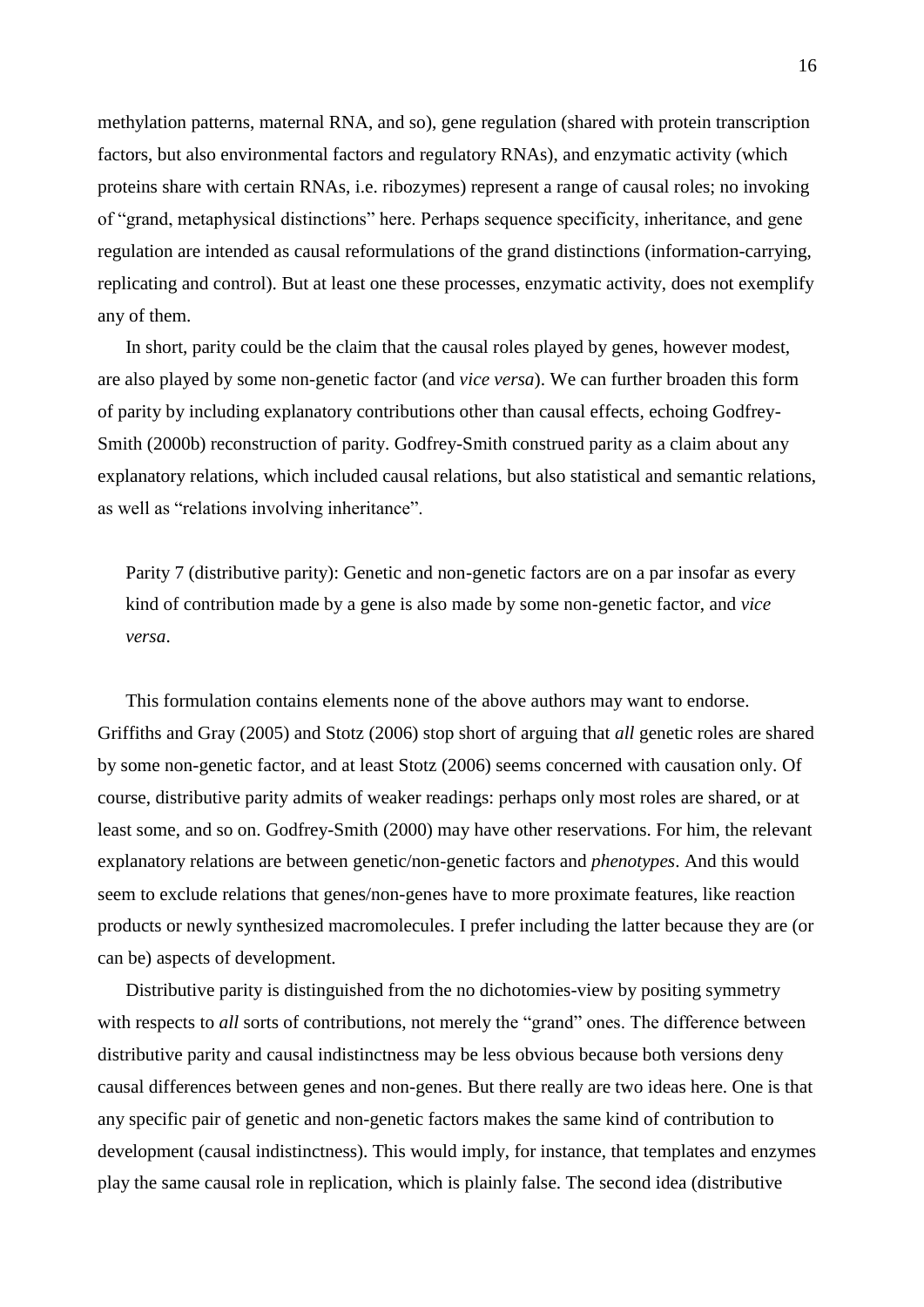methylation patterns, maternal RNA, and so), gene regulation (shared with protein transcription factors, but also environmental factors and regulatory RNAs), and enzymatic activity (which proteins share with certain RNAs, i.e. ribozymes) represent a range of causal roles; no invoking of "grand, metaphysical distinctions" here. Perhaps sequence specificity, inheritance, and gene regulation are intended as causal reformulations of the grand distinctions (information-carrying, replicating and control). But at least one these processes, enzymatic activity, does not exemplify any of them.

In short, parity could be the claim that the causal roles played by genes, however modest, are also played by some non-genetic factor (and *vice versa*). We can further broaden this form of parity by including explanatory contributions other than causal effects, echoing Godfrey-Smith (2000b) reconstruction of parity. Godfrey-Smith construed parity as a claim about any explanatory relations, which included causal relations, but also statistical and semantic relations, as well as "relations involving inheritance".

> Parity 7 (distributive parity): Genetic and non-genetic factors are on a par insofar as every kind of contribution made by a gene is also made by some non-genetic factor, and *vice versa*.

This formulation contains elements none of the above authors may want to endorse. Griffiths and Gray (2005) and Stotz (2006) stop short of arguing that *all* genetic roles are shared by some non-genetic factor, and at least Stotz (2006) seems concerned with causation only. Of course, distributive parity admits of weaker readings: perhaps only most roles are shared, or at least some, and so on. Godfrey-Smith (2000) may have other reservations. For him, the relevant explanatory relations are between genetic/non-genetic factors and *phenotypes*. And this would seem to exclude relations that genes/non-genes have to more proximate features, like reaction products or newly synthesized macromolecules. I prefer including the latter because they are (or can be) aspects of development.

Distributive parity is distinguished from the no dichotomies-view by positing symmetry with respects to *all* sorts of contributions, not merely the "grand" ones. The difference between distributive parity and causal indistinctness may be less obvious because both versions deny causal differences between genes and non-genes. But there really are two ideas here. One is that any specific pair of genetic and non-genetic factors makes the same kind of contribution to development (causal indistinctness). This would imply, for instance, that templates and enzymes play the same causal role in replication, which is plainly false. The second idea (distributive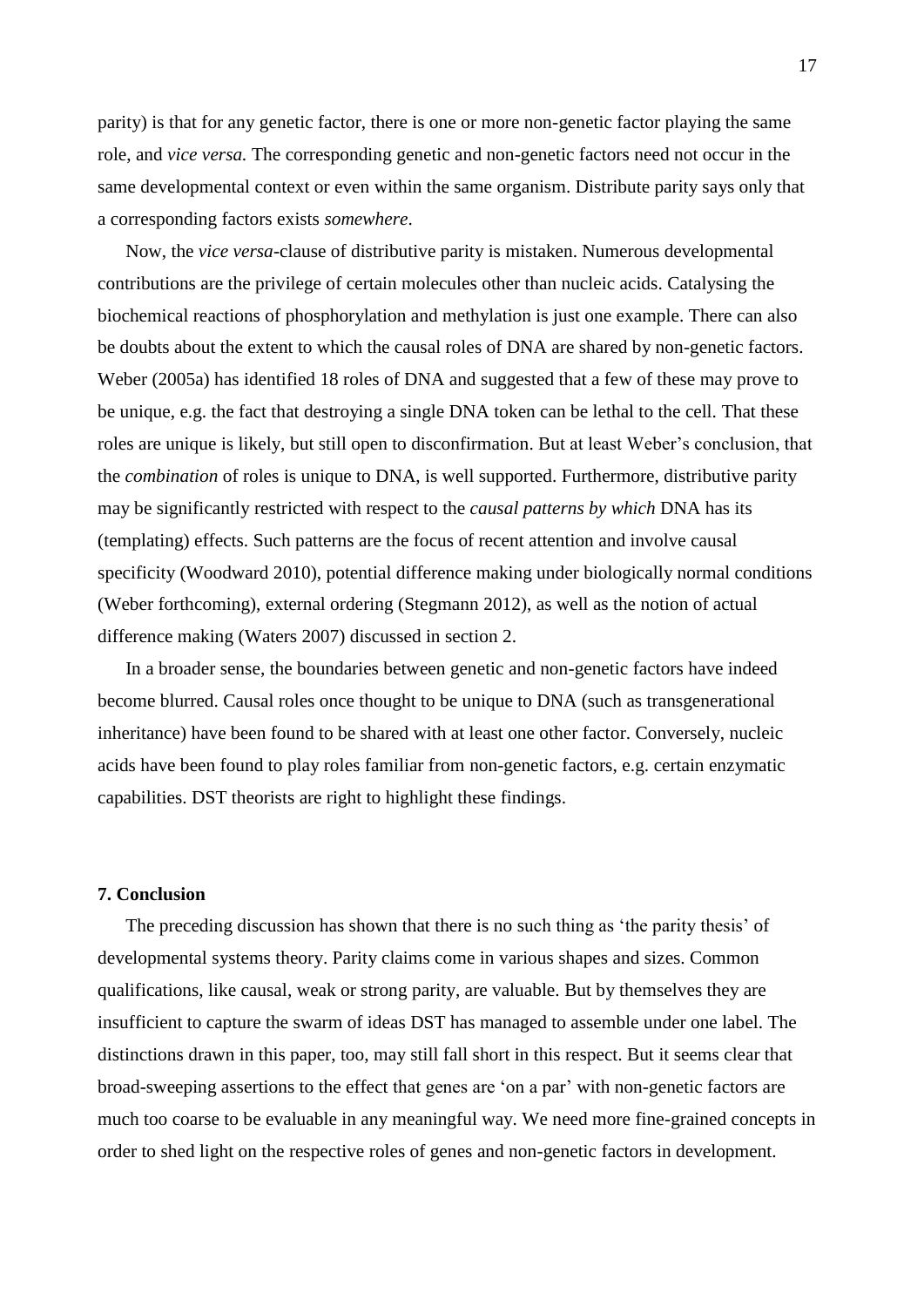parity) is that for any genetic factor, there is one or more non-genetic factor playing the same role, and *vice versa.* The corresponding genetic and non-genetic factors need not occur in the same developmental context or even within the same organism. Distribute parity says only that a corresponding factors exists *somewhere*.

Now, the *vice versa*-clause of distributive parity is mistaken. Numerous developmental contributions are the privilege of certain molecules other than nucleic acids. Catalysing the biochemical reactions of phosphorylation and methylation is just one example. There can also be doubts about the extent to which the causal roles of DNA are shared by non-genetic factors. Weber (2005a) has identified 18 roles of DNA and suggested that a few of these may prove to be unique, e.g. the fact that destroying a single DNA token can be lethal to the cell. That these roles are unique is likely, but still open to disconfirmation. But at least Weber's conclusion, that the *combination* of roles is unique to DNA, is well supported. Furthermore, distributive parity may be significantly restricted with respect to the *causal patterns by which* DNA has its (templating) effects. Such patterns are the focus of recent attention and involve causal specificity (Woodward 2010), potential difference making under biologically normal conditions (Weber forthcoming), external ordering (Stegmann 2012), as well as the notion of actual difference making (Waters 2007) discussed in section 2.

In a broader sense, the boundaries between genetic and non-genetic factors have indeed become blurred. Causal roles once thought to be unique to DNA (such as transgenerational inheritance) have been found to be shared with at least one other factor. Conversely, nucleic acids have been found to play roles familiar from non-genetic factors, e.g. certain enzymatic capabilities. DST theorists are right to highlight these findings.

## 7. Conclusion

The preceding discussion has shown that there is no such thing as 'the parity thesis' of developmental systems theory. Parity claims come in various shapes and sizes. Common qualifications, like causal, weak or strong parity, are valuable. But by themselves they are insufficient to capture the swarm of ideas DST has managed to assemble under one label. The distinctions drawn in this paper, too, may still fall short in this respect. But it seems clear that broad-sweeping assertions to the effect that genes are 'on a par' with non-genetic factors are much too coarse to be evaluable in any meaningful way. We need more fine-grained concepts in order to shed light on the respective roles of genes and non-genetic factors in development.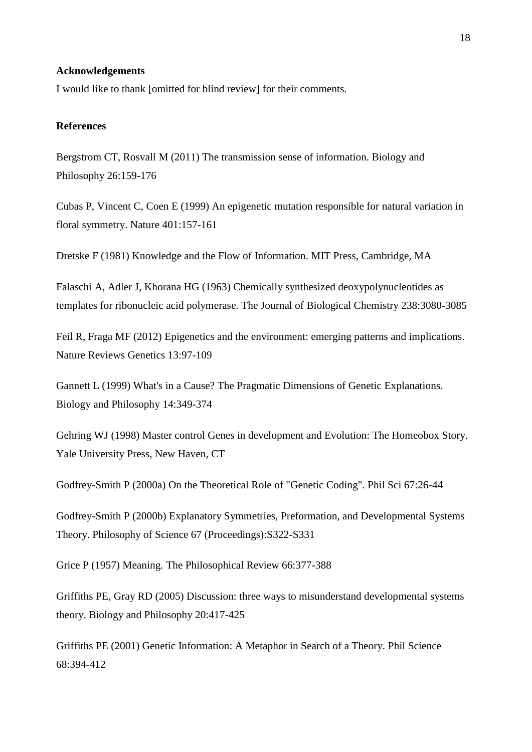**Acknowledgements**

I would like to thank [omitted for blind review] for their comments.

**References**

Bergstrom CT, Rosvall M (2011) The transmission sense of information. Biology and Philosophy 26:159-176

Cubas P, Vincent C, Coen E (1999) An epigenetic mutation responsible for natural variation in floral symmetry. Nature 401:157-161

Dretske F (1981) Knowledge and the Flow of Information. MIT Press, Cambridge, MA

Falaschi A, Adler J, Khorana HG (1963) Chemically synthesized deoxypolynucleotides as templates for ribonucleic acid polymerase. The Journal of Biological Chemistry 238:3080-3085

Feil R, Fraga MF (2012) Epigenetics and the environment: emerging patterns and implications. Nature Reviews Genetics 13:97-109

Gannett L (1999) What's in a Cause? The Pragmatic Dimensions of Genetic Explanations. Biology and Philosophy 14:349-374

Gehring WJ (1998) Master control Genes in development and Evolution: The Homeobox Story. Yale University Press, New Haven, CT

Godfrey-Smith P (2000a) On the Theoretical Role of "Genetic Coding". Phil Sci 67:26-44

Godfrey-Smith P (2000b) Explanatory Symmetries, Preformation, and Developmental Systems Theory. Philosophy of Science 67 (Proceedings):S322-S331

Grice P (1957) Meaning. The Philosophical Review 66:377-388

Griffiths PE, Gray RD (2005) Discussion: three ways to misunderstand developmental systems theory. Biology and Philosophy 20:417-425

Griffiths PE (2001) Genetic Information: A Metaphor in Search of a Theory. Phil Science 68:394-412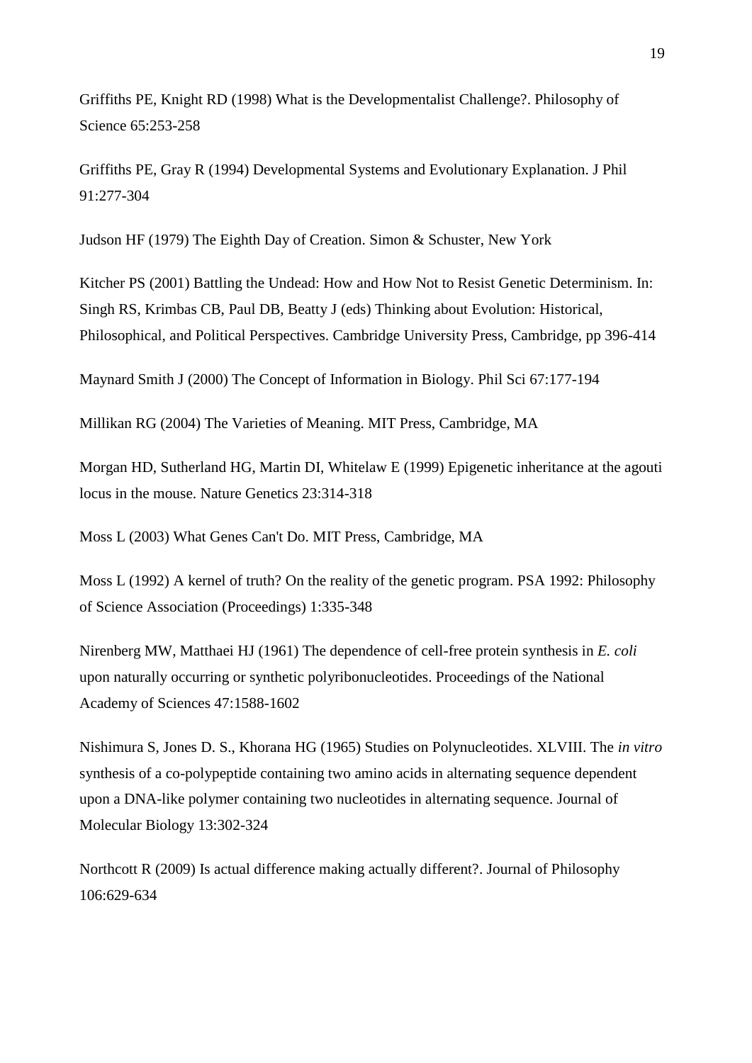Griffiths PE, Knight RD (1998) What is the Developmentalist Challenge?. Philosophy of Science 65:253-258

Griffiths PE, Gray R (1994) Developmental Systems and Evolutionary Explanation. J Phil 91:277-304

Judson HF (1979) The Eighth Day of Creation. Simon & Schuster, New York

Kitcher PS (2001) Battling the Undead: How and How Not to Resist Genetic Determinism. In: Singh RS, Krimbas CB, Paul DB, Beatty J (eds) Thinking about Evolution: Historical, Philosophical, and Political Perspectives. Cambridge University Press, Cambridge, pp 396-414

Maynard Smith J (2000) The Concept of Information in Biology. Phil Sci 67:177-194

Millikan RG (2004) The Varieties of Meaning. MIT Press, Cambridge, MA

Morgan HD, Sutherland HG, Martin DI, Whitelaw E (1999) Epigenetic inheritance at the agouti locus in the mouse. Nature Genetics 23:314-318

Moss L (2003) What Genes Can't Do. MIT Press, Cambridge, MA

Moss L (1992) A kernel of truth? On the reality of the genetic program. PSA 1992: Philosophy of Science Association (Proceedings) 1:335-348

Nirenberg MW, Matthaei HJ (1961) The dependence of cell-free protein synthesis in *E. coli* upon naturally occurring or synthetic polyribonucleotides. Proceedings of the National Academy of Sciences 47:1588-1602

Nishimura S, Jones D. S., Khorana HG (1965) Studies on Polynucleotides. XLVIII. The *in vitro* synthesis of a co-polypeptide containing two amino acids in alternating sequence dependent upon a DNA-like polymer containing two nucleotides in alternating sequence. Journal of Molecular Biology 13:302-324

Northcott R (2009) Is actual difference making actually different?. Journal of Philosophy 106:629-634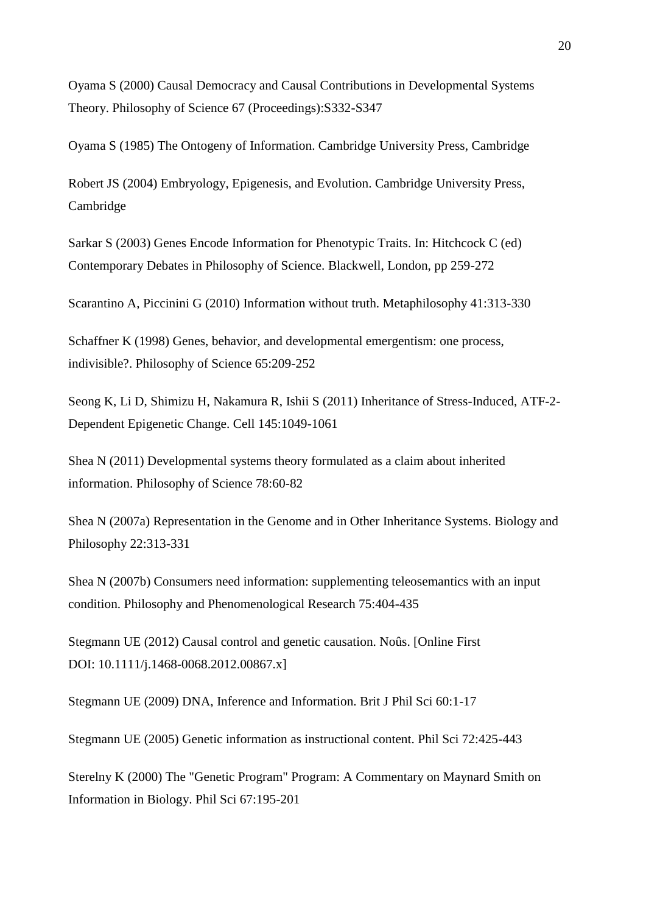Oyama S (2000) Causal Democracy and Causal Contributions in Developmental Systems Theory. Philosophy of Science 67 (Proceedings):S332-S347

Oyama S (1985) The Ontogeny of Information. Cambridge University Press, Cambridge

Robert JS (2004) Embryology, Epigenesis, and Evolution. Cambridge University Press, Cambridge

Sarkar S (2003) Genes Encode Information for Phenotypic Traits. In: Hitchcock C (ed) Contemporary Debates in Philosophy of Science. Blackwell, London, pp 259-272

Scarantino A, Piccinini G (2010) Information without truth. Metaphilosophy 41:313-330

Schaffner K (1998) Genes, behavior, and developmental emergentism: one process, indivisible?. Philosophy of Science 65:209-252

Seong K, Li D, Shimizu H, Nakamura R, Ishii S (2011) Inheritance of Stress-Induced, ATF-2-Dependent Epigenetic Change. Cell 145:1049-1061

Shea N (2011) Developmental systems theory formulated as a claim about inherited information. Philosophy of Science 78:60-82

Shea N (2007a) Representation in the Genome and in Other Inheritance Systems. Biology and Philosophy 22:313-331

Shea N (2007b) Consumers need information: supplementing teleosemantics with an input condition. Philosophy and Phenomenological Research 75:404-435

Stegmann UE (2012) Causal control and genetic causation. Noûs. [Online First DOI: 10.1111/j.1468-0068.2012.00867.x]

Stegmann UE (2009) DNA, Inference and Information. Brit J Phil Sci 60:1-17

Stegmann UE (2005) Genetic information as instructional content. Phil Sci 72:425-443

Sterelny K (2000) The "Genetic Program" Program: A Commentary on Maynard Smith on Information in Biology. Phil Sci 67:195-201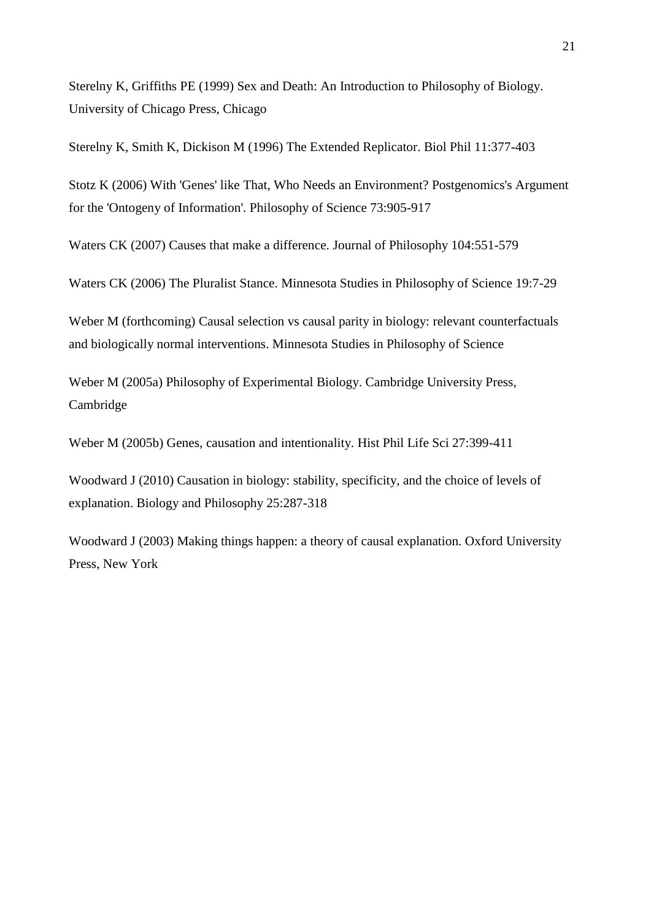Sterelny K, Griffiths PE (1999) Sex and Death: An Introduction to Philosophy of Biology. University of Chicago Press, Chicago

Sterelny K, Smith K, Dickison M (1996) The Extended Replicator. Biol Phil 11:377-403

Stotz K (2006) With 'Genes' like That, Who Needs an Environment? Postgenomics's Argument for the 'Ontogeny of Information'. Philosophy of Science 73:905-917

Waters CK (2007) Causes that make a difference. Journal of Philosophy 104:551-579

Waters CK (2006) The Pluralist Stance. Minnesota Studies in Philosophy of Science 19:7-29

Weber M (forthcoming) Causal selection vs causal parity in biology: relevant counterfactuals and biologically normal interventions. Minnesota Studies in Philosophy of Science

Weber M (2005a) Philosophy of Experimental Biology. Cambridge University Press, Cambridge

Weber M (2005b) Genes, causation and intentionality. Hist Phil Life Sci 27:399-411

Woodward J (2010) Causation in biology: stability, specificity, and the choice of levels of explanation. Biology and Philosophy 25:287-318

Woodward J (2003) Making things happen: a theory of causal explanation. Oxford University Press, New York